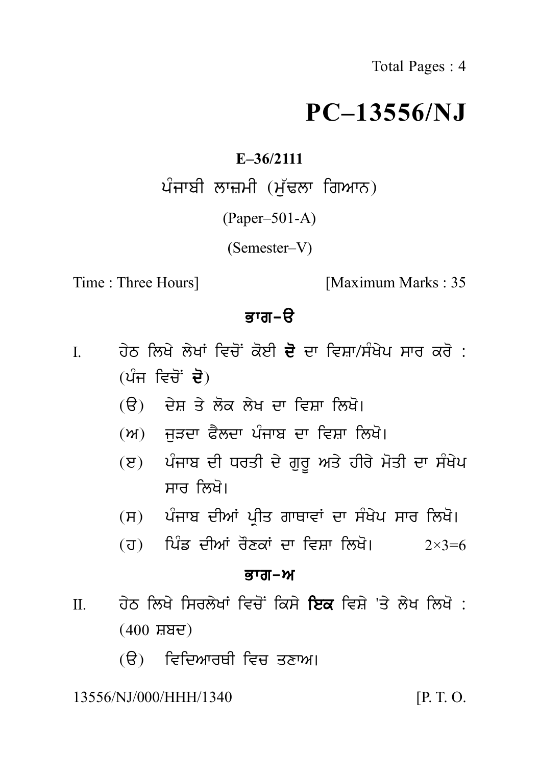# PC–13556/NJ

**E–36/2111**

ਪੰਜਾਬੀ ਲਾਜ਼ਮੀ (ਮੁੱਢਲਾ ਗਿਆਨ)

(Paper–501-A)

(Semester–V)

Time : Three Hours] [Maximum Marks : 35

## ਭਾਗ–ੳ

I. ਹੇਠ ਲਿਖੇ ਲੇਖਾਂ ਵਿਚੋਂ ਕੋਈ **ਦੋ** ਦਾ ਵਿਸ਼ਾ/ਸੰਖੇਪ ਸਾਰ ਕਰੋ : (ਪੰਜ ਵਿਚੋਂ **ਦੋ**)

(ੳ) ਦੇਸ਼ ਤੇ ਲੋਕ ਲੇਖ ਦਾ ਵਿਸ਼ਾ ਲਿਖੋ।

(ਅ) ਜੁੜਦਾ ਫੈਲਦਾ ਪੰਜਾਬ ਦਾ ਵਿਸ਼ਾ ਲਿਖੋ।

(ੲ) ਪੰਜਾਬ ਦੀ ਧਰਤੀ ਦੇ ਗੁਰੂ ਅਤੇ ਹੀਰੇ ਮੋਤੀ ਦਾ ਸੰਖੇਪ ਸਾਰ ਲਿਖੋ।

(ਸ) ਪੰਜਾਬ ਦੀਆਂ ਪ੍ਰੀਤ ਗਾਥਾਵਾਂ ਦਾ ਸੰਖੇਪ ਸਾਰ ਲਿਖੋ।

(ਹ) ਪਿੰਡ ਦੀਆਂ ਰੌਣਕਾਂ ਦਾ ਵਿਸ਼ਾ ਲਿਖੋ। 2×3=6

## ਭਾਗ–ਅ

II. ਹੇਠ ਲਿਖੇ ਸਿਰਲੇਖਾਂ ਵਿਚੋਂ ਕਿਸੇ **ਇਕ** ਵਿਸ਼ੇ 'ਤੇ ਲੇਖ ਲਿਖੋ : (400 ਸ਼ਬਦ)

(ੳ) ਵਿਦਿਆਰਥੀ ਵਿਚ ਤਣਾਅ।

13556/NJ/000/HHH/1340 [P. T. O.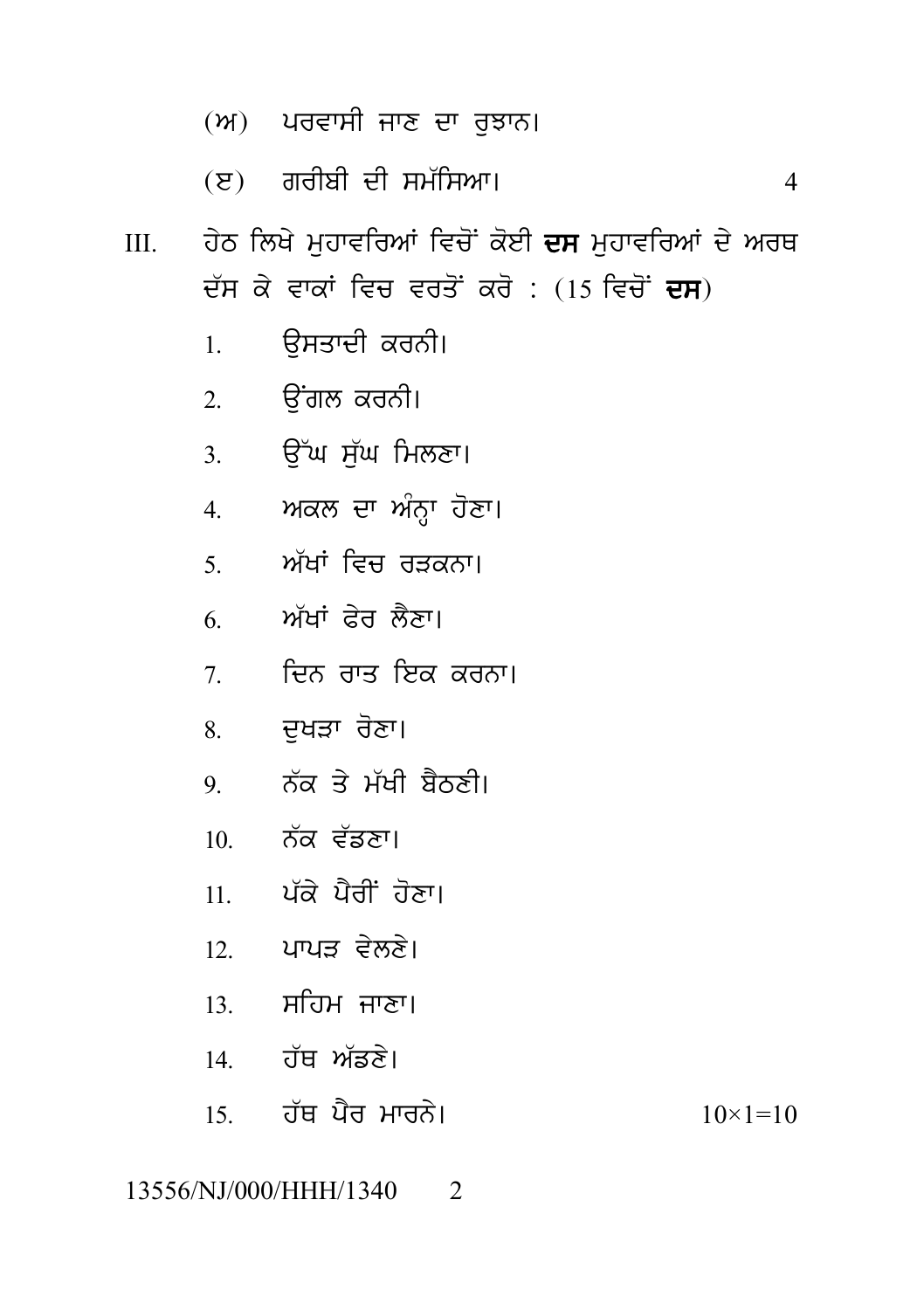(ਅ) ਪਰਵਾਸੀ ਜਾਣ ਦਾ ਰੁਝਾਨ।

(ੲ) ਗਰੀਬੀ ਦੀ ਸਮੱਸਿਆ। 4

III. ਹੇਠ ਲਿਖੇ ਮੁਹਾਵਰਿਆਂ ਵਿਚੋਂ ਕੋਈ **ਦਸ** ਮੁਹਾਵਰਿਆਂ ਦੇ ਅਰਥ ਦੱਸ ਕੇ ਵਾਕਾਂ ਵਿਚ ਵਰਤੋਂ ਕਰੋ : (15 ਵਿਚੋਂ **ਦਸ**)

1. ਉਸਤਾਦੀ ਕਰਨੀ।
2. ਉਂਗਲ ਕਰਨੀ।
3. ਉੱਘ ਸੁੱਘ ਮਿਲਣਾ।
4. ਅਕਲ ਦਾ ਅੰਨ੍ਹਾ ਹੋਣਾ।
5. ਅੱਖਾਂ ਵਿਚ ਰੜਕਨਾ।
6. ਅੱਖਾਂ ਫੇਰ ਲੈਣਾ।
7. ਦਿਨ ਰਾਤ ਇਕ ਕਰਨਾ।
8. ਦੁਖੜਾ ਰੋਣਾ।
9. ਨੱਕ ਤੇ ਮੱਖੀ ਬੈਠਣੀ।
10. ਨੱਕ ਵੱਡਣਾ।
11. ਪੱਕੇ ਪੈਰੀਂ ਹੋਣਾ।
12. ਪਾਪੜ ਵੇਲਣੇ।
13. ਸਹਿਮ ਜਾਣਾ।
14. ਹੱਥ ਅੱਡਣੇ।
15. ਹੱਥ ਪੈਰ ਮਾਰਨੇ। $10\times1=10$

13556/NJ/000/HHH/1340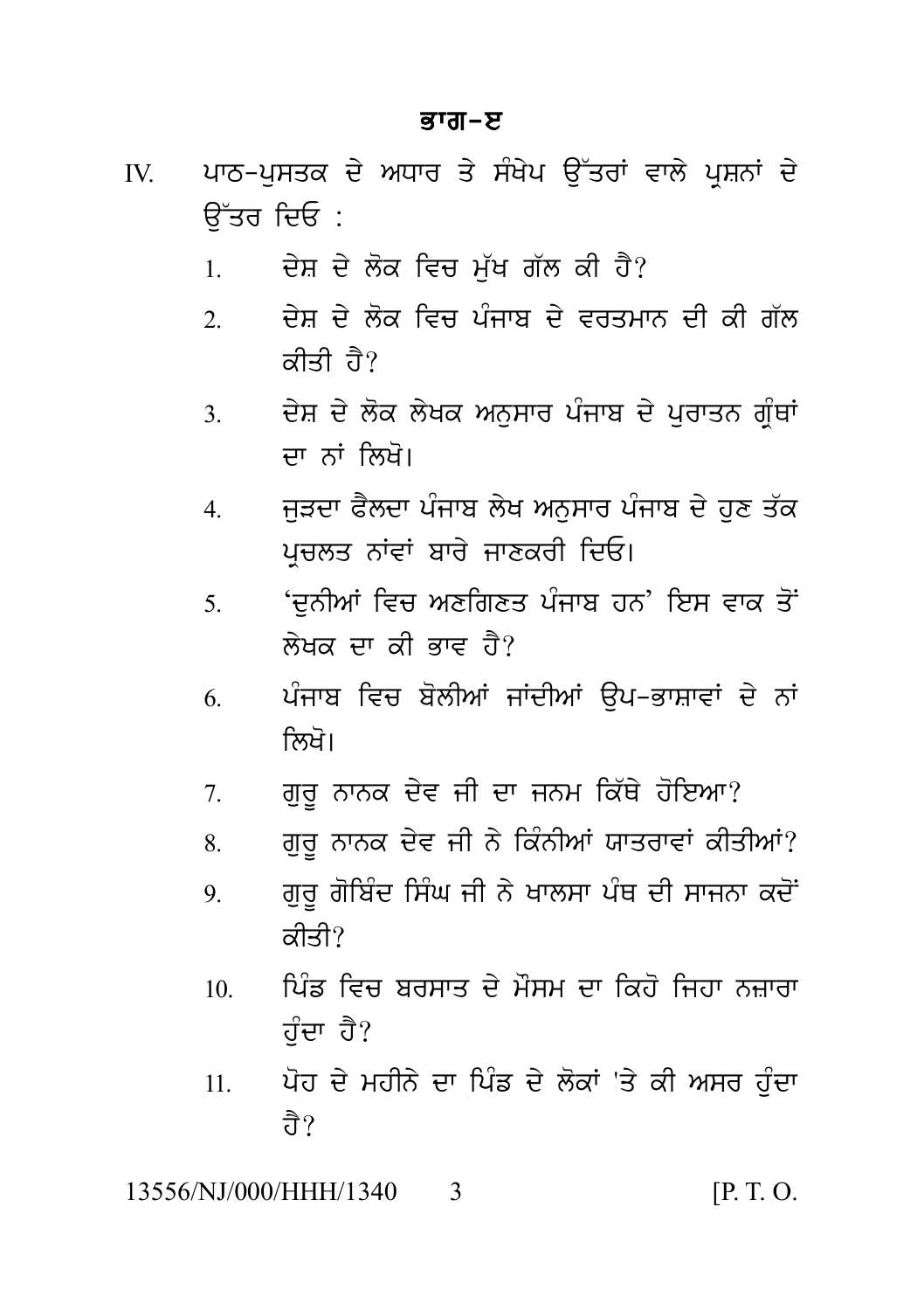## ਭਾਗ–ੲ

IV. ਪਾਠ-ਪੁਸਤਕ ਦੇ ਅਧਾਰ ਤੇ ਸੰਖੇਪ ਉੱਤਰਾਂ ਵਾਲੇ ਪ੍ਰਸ਼ਨਾਂ ਦੇ ਉੱਤਰ ਦਿਓ :

1. ਦੇਸ਼ ਦੇ ਲੋਕ ਵਿਚ ਮੁੱਖ ਗੱਲ ਕੀ ਹੈ?
2. ਦੇਸ਼ ਦੇ ਲੋਕ ਵਿਚ ਪੰਜਾਬ ਦੇ ਵਰਤਮਾਨ ਦੀ ਕੀ ਗੱਲ ਕੀਤੀ ਹੈ?
3. ਦੇਸ਼ ਦੇ ਲੋਕ ਲੇਖਕ ਅਨੁਸਾਰ ਪੰਜਾਬ ਦੇ ਪੁਰਾਤਨ ਗ੍ਰੰਥਾਂ ਦਾ ਨਾਂ ਲਿਖੋ।
4. ਜੁੜਦਾ ਫੈਲਦਾ ਪੰਜਾਬ ਲੇਖ ਅਨੁਸਾਰ ਪੰਜਾਬ ਦੇ ਹੁਣ ਤੱਕ ਪ੍ਰਚਲਤ ਨਾਂਵਾਂ ਬਾਰੇ ਜਾਣਕਾਰੀ ਦਿਓ।
5. 'ਦੁਨੀਆਂ ਵਿਚ ਅਣਗਿਣਤ ਪੰਜਾਬ ਹਨ' ਇਸ ਵਾਕ ਤੋਂ ਲੇਖਕ ਦਾ ਕੀ ਭਾਵ ਹੈ?
6. ਪੰਜਾਬ ਵਿਚ ਬੋਲੀਆਂ ਜਾਂਦੀਆਂ ਉਪ-ਭਾਸ਼ਾਵਾਂ ਦੇ ਨਾਂ ਲਿਖੋ।
7. ਗੁਰੂ ਨਾਨਕ ਦੇਵ ਜੀ ਦਾ ਜਨਮ ਕਿੱਥੇ ਹੋਇਆ?
8. ਗੁਰੂ ਨਾਨਕ ਦੇਵ ਜੀ ਨੇ ਕਿੰਨੀਆਂ ਯਾਤਰਾਵਾਂ ਕੀਤੀਆਂ?
9. ਗੁਰੂ ਗੋਬਿੰਦ ਸਿੰਘ ਜੀ ਨੇ ਖਾਲਸਾ ਪੰਥ ਦੀ ਸਾਜਨਾ ਕਦੋਂ ਕੀਤੀ?
10. ਪਿੰਡ ਵਿਚ ਬਰਸਾਤ ਦੇ ਮੌਸਮ ਦਾ ਕਿਹੋ ਜਿਹਾ ਨਜ਼ਾਰਾ ਹੁੰਦਾ ਹੈ?
11. ਪੋਹ ਦੇ ਮਹੀਨੇ ਦਾ ਪਿੰਡ ਦੇ ਲੋਕਾਂ 'ਤੇ ਕੀ ਅਸਰ ਹੁੰਦਾ ਹੈ?

13556/NJ/000/HHH/1340 [P. T. O.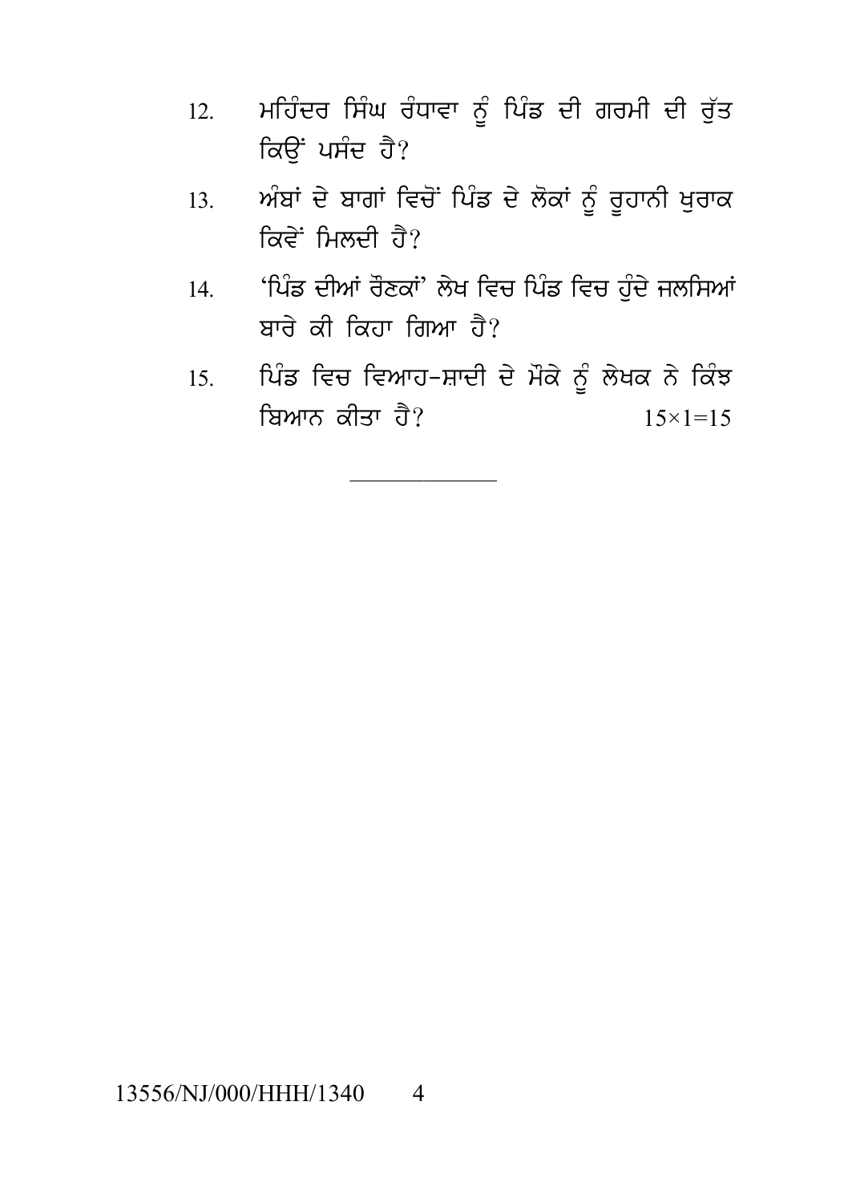12. ਮਹਿੰਦਰ ਸਿੰਘ ਰੰਧਾਵਾ ਨੂੰ ਪਿੰਡ ਦੀ ਗਰਮੀ ਦੀ ਰੁੱਤ ਕਿਉਂ ਪਸੰਦ ਹੈ?

13. ਅੰਬਾਂ ਦੇ ਬਾਗਾਂ ਵਿਚੋਂ ਪਿੰਡ ਦੇ ਲੋਕਾਂ ਨੂੰ ਰੂਹਾਨੀ ਖ਼ੁਰਾਕ ਕਿਵੇਂ ਮਿਲਦੀ ਹੈ?

14. 'ਪਿੰਡ ਦੀਆਂ ਰੌਣਕਾਂ' ਲੇਖ ਵਿਚ ਪਿੰਡ ਵਿਚ ਹੁੰਦੇ ਜਲਸਿਆਂ ਬਾਰੇ ਕੀ ਕਿਹਾ ਗਿਆ ਹੈ?

15. ਪਿੰਡ ਵਿਚ ਵਿਆਹ-ਸ਼ਾਦੀ ਦੇ ਮੌਕੇ ਨੂੰ ਲੇਖਕ ਨੇ ਕਿੰਝ ਬਿਆਨ ਕੀਤਾ ਹੈ? $15 \times 1 = 15$

---

13556/NJ/000/HHH/1340